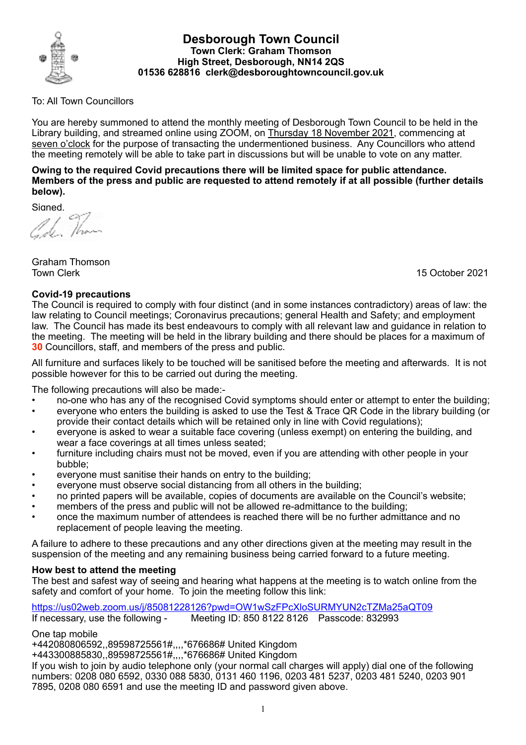# Desborough Town Council

**Town Clerk: Graham Thomson**
**High Street, Desborough, NN14 2QS**
**01536 628816 clerk@desboroughtowncouncil.gov.uk**

To: All Town Councillors

You are hereby summoned to attend the monthly meeting of Desborough Town Council to be held in the Library building, and streamed online using ZOOM, on Thursday 18 November 2021, commencing at seven o'clock for the purpose of transacting the undermentioned business. Any Councillors who attend the meeting remotely will be able to take part in discussions but will be unable to vote on any matter.

**Owing to the required Covid precautions there will be limited space for public attendance. Members of the press and public are requested to attend remotely if at all possible (further details below).**

Signed.

Graham Thomson
Town Clerk

15 October 2021

### Covid-19 precautions

The Council is required to comply with four distinct (and in some instances contradictory) areas of law: the law relating to Council meetings; Coronavirus precautions; general Health and Safety; and employment law. The Council has made its best endeavours to comply with all relevant law and guidance in relation to the meeting. The meeting will be held in the library building and there should be places for a maximum of **30** Councillors, staff, and members of the press and public.

All furniture and surfaces likely to be touched will be sanitised before the meeting and afterwards. It is not possible however for this to be carried out during the meeting.

The following precautions will also be made:-

- no-one who has any of the recognised Covid symptoms should enter or attempt to enter the building;
- everyone who enters the building is asked to use the Test & Trace QR Code in the library building (or provide their contact details which will be retained only in line with Covid regulations);
- everyone is asked to wear a suitable face covering (unless exempt) on entering the building, and wear a face coverings at all times unless seated;
- furniture including chairs must not be moved, even if you are attending with other people in your bubble;
- everyone must sanitise their hands on entry to the building;
- everyone must observe social distancing from all others in the building;
- no printed papers will be available, copies of documents are available on the Council's website;
- members of the press and public will not be allowed re-admittance to the building;
- once the maximum number of attendees is reached there will be no further admittance and no replacement of people leaving the meeting.

A failure to adhere to these precautions and any other directions given at the meeting may result in the suspension of the meeting and any remaining business being carried forward to a future meeting.

### How best to attend the meeting

The best and safest way of seeing and hearing what happens at the meeting is to watch online from the safety and comfort of your home. To join the meeting follow this link:

https://us02web.zoom.us/j/85081228126?pwd=OW1wSzFPcXloSURMYUN2cTZMa25aQT09
If necessary, use the following - Meeting ID: 850 8122 8126 Passcode: 832993

One tap mobile
+442080806592,,89598725561#,,,,*676686# United Kingdom
+443300885830,,89598725561#,,,,*676686# United Kingdom
If you wish to join by audio telephone only (your normal call charges will apply) dial one of the following numbers: 0208 080 6592, 0330 088 5830, 0131 460 1196, 0203 481 5237, 0203 481 5240, 0203 901 7895, 0208 080 6591 and use the meeting ID and password given above.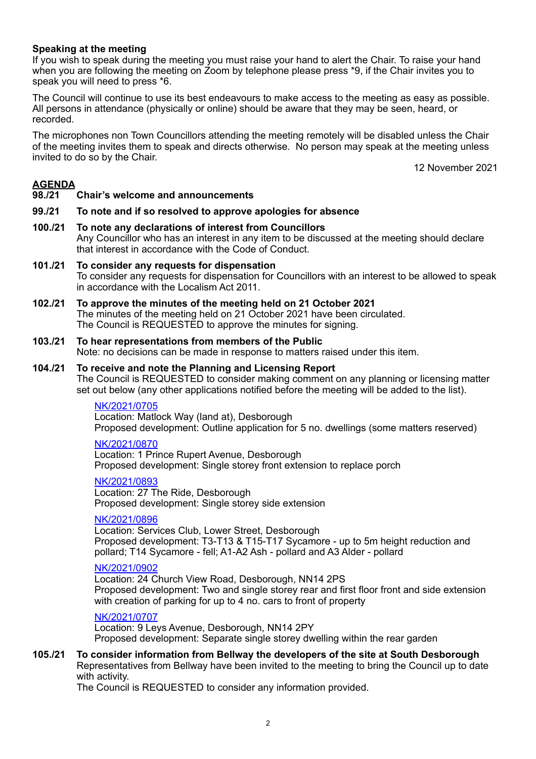**Speaking at the meeting**

If you wish to speak during the meeting you must raise your hand to alert the Chair. To raise your hand when you are following the meeting on Zoom by telephone please press *9, if the Chair invites you to speak you will need to press *6.

The Council will continue to use its best endeavours to make access to the meeting as easy as possible. All persons in attendance (physically or online) should be aware that they may be seen, heard, or recorded.

The microphones non Town Councillors attending the meeting remotely will be disabled unless the Chair of the meeting invites them to speak and directs otherwise. No person may speak at the meeting unless invited to do so by the Chair.

12 November 2021

## AGENDA

**98./21 Chair's welcome and announcements**

**99./21 To note and if so resolved to approve apologies for absence**

**100./21 To note any declarations of interest from Councillors**
Any Councillor who has an interest in any item to be discussed at the meeting should declare that interest in accordance with the Code of Conduct.

**101./21 To consider any requests for dispensation**
To consider any requests for dispensation for Councillors with an interest to be allowed to speak in accordance with the Localism Act 2011.

**102./21 To approve the minutes of the meeting held on 21 October 2021**
The minutes of the meeting held on 21 October 2021 have been circulated.
The Council is REQUESTED to approve the minutes for signing.

**103./21 To hear representations from members of the Public**
Note: no decisions can be made in response to matters raised under this item.

**104./21 To receive and note the Planning and Licensing Report**
The Council is REQUESTED to consider making comment on any planning or licensing matter set out below (any other applications notified before the meeting will be added to the list).

NK/2021/0705
Location: Matlock Way (land at), Desborough
Proposed development: Outline application for 5 no. dwellings (some matters reserved)

NK/2021/0870
Location: 1 Prince Rupert Avenue, Desborough
Proposed development: Single storey front extension to replace porch

NK/2021/0893
Location: 27 The Ride, Desborough
Proposed development: Single storey side extension

NK/2021/0896
Location: Services Club, Lower Street, Desborough
Proposed development: T3-T13 & T15-T17 Sycamore - up to 5m height reduction and pollard; T14 Sycamore - fell; A1-A2 Ash - pollard and A3 Alder - pollard

NK/2021/0902
Location: 24 Church View Road, Desborough, NN14 2PS
Proposed development: Two and single storey rear and first floor front and side extension with creation of parking for up to 4 no. cars to front of property

NK/2021/0707
Location: 9 Leys Avenue, Desborough, NN14 2PY
Proposed development: Separate single storey dwelling within the rear garden

**105./21 To consider information from Bellway the developers of the site at South Desborough**
Representatives from Bellway have been invited to the meeting to bring the Council up to date with activity.
The Council is REQUESTED to consider any information provided.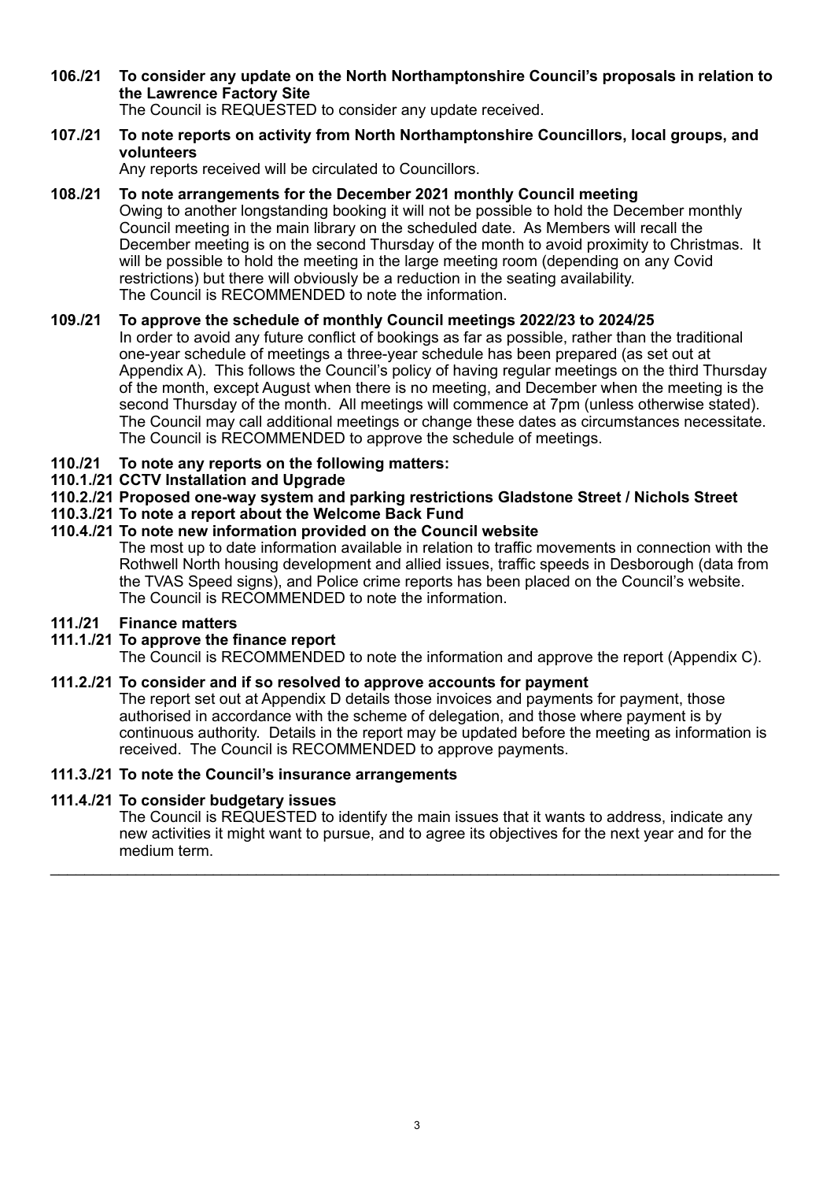**106./21 To consider any update on the North Northamptonshire Council's proposals in relation to the Lawrence Factory Site**

The Council is REQUESTED to consider any update received.

**107./21 To note reports on activity from North Northamptonshire Councillors, local groups, and volunteers**

Any reports received will be circulated to Councillors.

**108./21 To note arrangements for the December 2021 monthly Council meeting**

Owing to another longstanding booking it will not be possible to hold the December monthly Council meeting in the main library on the scheduled date. As Members will recall the December meeting is on the second Thursday of the month to avoid proximity to Christmas. It will be possible to hold the meeting in the large meeting room (depending on any Covid restrictions) but there will obviously be a reduction in the seating availability.
The Council is RECOMMENDED to note the information.

**109./21 To approve the schedule of monthly Council meetings 2022/23 to 2024/25**

In order to avoid any future conflict of bookings as far as possible, rather than the traditional one-year schedule of meetings a three-year schedule has been prepared (as set out at Appendix A). This follows the Council's policy of having regular meetings on the third Thursday of the month, except August when there is no meeting, and December when the meeting is the second Thursday of the month. All meetings will commence at 7pm (unless otherwise stated). The Council may call additional meetings or change these dates as circumstances necessitate. The Council is RECOMMENDED to approve the schedule of meetings.

**110./21 To note any reports on the following matters:**

**110.1./21 CCTV Installation and Upgrade**

**110.2./21 Proposed one-way system and parking restrictions Gladstone Street / Nichols Street**

**110.3./21 To note a report about the Welcome Back Fund**

**110.4./21 To note new information provided on the Council website**

The most up to date information available in relation to traffic movements in connection with the Rothwell North housing development and allied issues, traffic speeds in Desborough (data from the TVAS Speed signs), and Police crime reports has been placed on the Council's website. The Council is RECOMMENDED to note the information.

**111./21 Finance matters**

**111.1./21 To approve the finance report**

The Council is RECOMMENDED to note the information and approve the report (Appendix C).

**111.2./21 To consider and if so resolved to approve accounts for payment**

The report set out at Appendix D details those invoices and payments for payment, those authorised in accordance with the scheme of delegation, and those where payment is by continuous authority. Details in the report may be updated before the meeting as information is received. The Council is RECOMMENDED to approve payments.

**111.3./21 To note the Council's insurance arrangements**

**111.4./21 To consider budgetary issues**

The Council is REQUESTED to identify the main issues that it wants to address, indicate any new activities it might want to pursue, and to agree its objectives for the next year and for the medium term.

---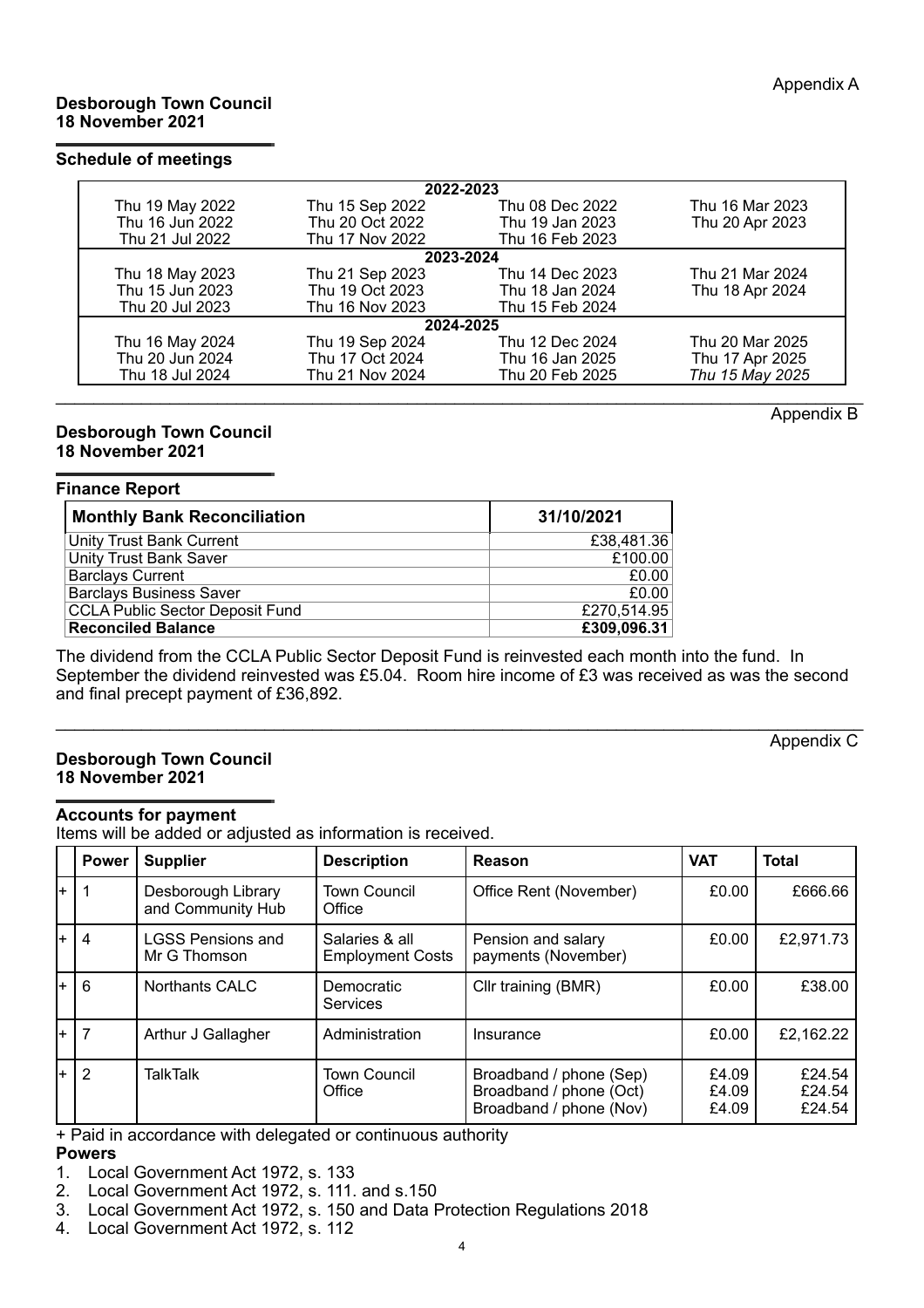Appendix A

**Desborough Town Council**
**18 November 2021**

## Schedule of meetings

| | | | |
|---|---|---|---|
| **2022-2023** | | | |
| Thu 19 May 2022 | Thu 15 Sep 2022 | Thu 08 Dec 2022 | Thu 16 Mar 2023 |
| Thu 16 Jun 2022 | Thu 20 Oct 2022 | Thu 19 Jan 2023 | Thu 20 Apr 2023 |
| Thu 21 Jul 2022 | Thu 17 Nov 2022 | Thu 16 Feb 2023 | |
| **2023-2024** | | | |
| Thu 18 May 2023 | Thu 21 Sep 2023 | Thu 14 Dec 2023 | Thu 21 Mar 2024 |
| Thu 15 Jun 2023 | Thu 19 Oct 2023 | Thu 18 Jan 2024 | Thu 18 Apr 2024 |
| Thu 20 Jul 2023 | Thu 16 Nov 2023 | Thu 15 Feb 2024 | |
| **2024-2025** | | | |
| Thu 16 May 2024 | Thu 19 Sep 2024 | Thu 12 Dec 2024 | Thu 20 Mar 2025 |
| Thu 20 Jun 2024 | Thu 17 Oct 2024 | Thu 16 Jan 2025 | Thu 17 Apr 2025 |
| Thu 18 Jul 2024 | Thu 21 Nov 2024 | Thu 20 Feb 2025 | *Thu 15 May 2025* |

Appendix B

**Desborough Town Council**
**18 November 2021**

## Finance Report

| Monthly Bank Reconciliation | 31/10/2021 |
|---|---|
| Unity Trust Bank Current | £38,481.36 |
| Unity Trust Bank Saver | £100.00 |
| Barclays Current | £0.00 |
| Barclays Business Saver | £0.00 |
| CCLA Public Sector Deposit Fund | £270,514.95 |
| **Reconciled Balance** | **£309,096.31** |

The dividend from the CCLA Public Sector Deposit Fund is reinvested each month into the fund. In September the dividend reinvested was £5.04. Room hire income of £3 was received as was the second and final precept payment of £36,892.

Appendix C

**Desborough Town Council**
**18 November 2021**

## Accounts for payment

Items will be added or adjusted as information is received.

| | Power | Supplier | Description | Reason | VAT | Total |
|---|---|---|---|---|---|---|
| + | 1 | Desborough Library and Community Hub | Town Council Office | Office Rent (November) | £0.00 | £666.66 |
| + | 4 | LGSS Pensions and Mr G Thomson | Salaries & all Employment Costs | Pension and salary payments (November) | £0.00 | £2,971.73 |
| + | 6 | Northants CALC | Democratic Services | Cllr training (BMR) | £0.00 | £38.00 |
| + | 7 | Arthur J Gallagher | Administration | Insurance | £0.00 | £2,162.22 |
| + | 2 | TalkTalk | Town Council Office | Broadband / phone (Sep)<br>Broadband / phone (Oct)<br>Broadband / phone (Nov) | £4.09<br>£4.09<br>£4.09 | £24.54<br>£24.54<br>£24.54 |

+ Paid in accordance with delegated or continuous authority

**Powers**

1. Local Government Act 1972, s. 133
2. Local Government Act 1972, s. 111. and s.150
3. Local Government Act 1972, s. 150 and Data Protection Regulations 2018
4. Local Government Act 1972, s. 112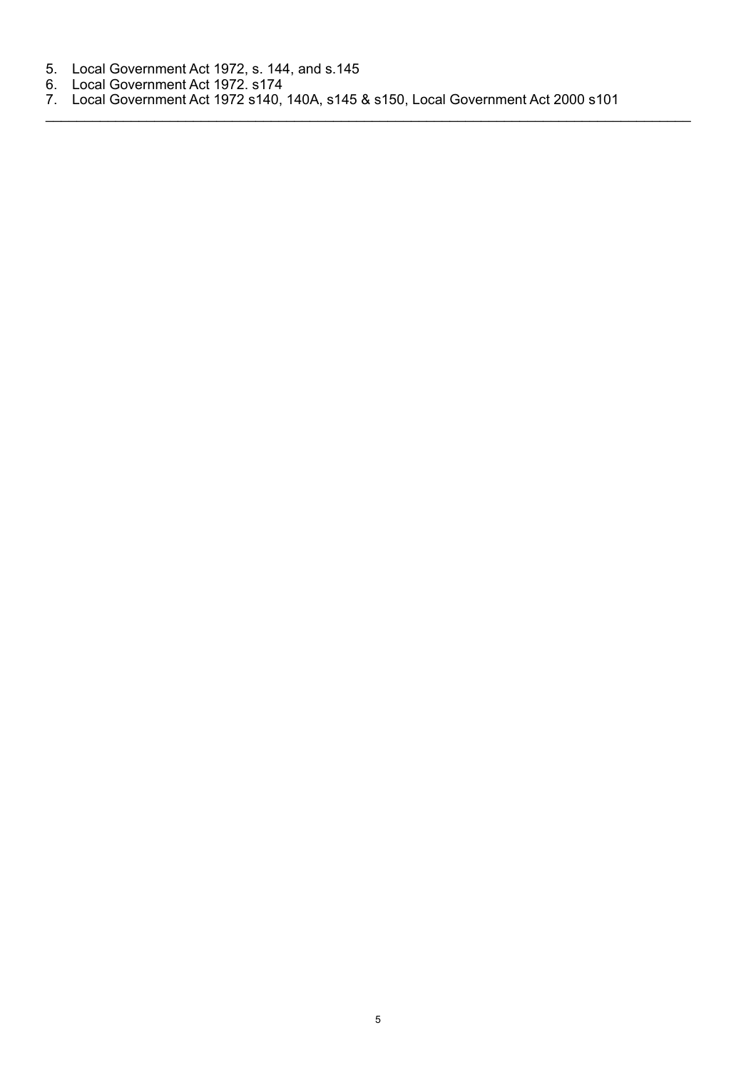5. Local Government Act 1972, s. 144, and s.145
6. Local Government Act 1972. s174
7. Local Government Act 1972 s140, 140A, s145 & s150, Local Government Act 2000 s101

---